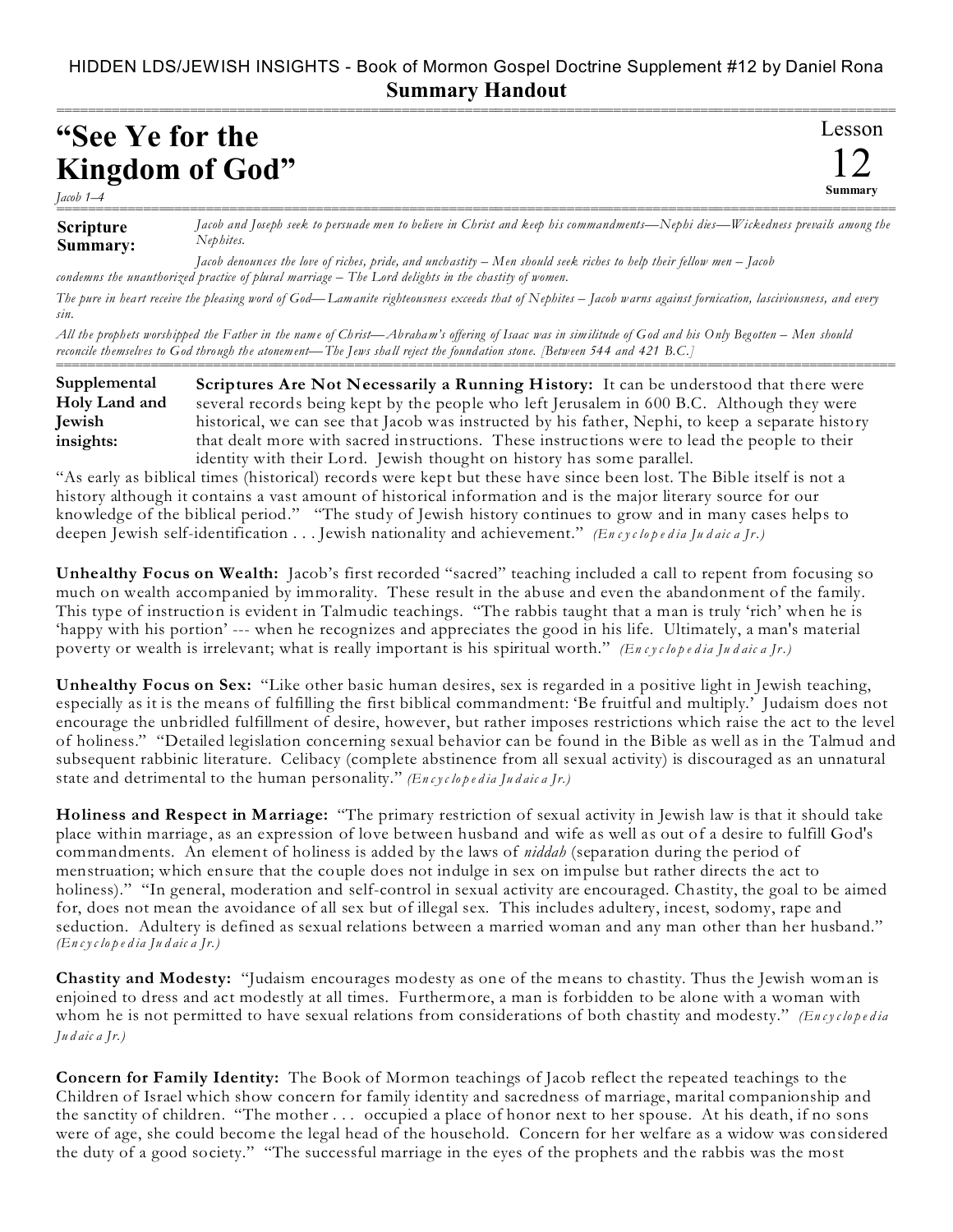HIDDEN LDS/JEWISH INSIGHTS - Book of Mormon Gospel Doctrine Supplement #12 by Daniel Rona

**Summary Handout**

# "See Ye for the Kingdom of God"

*Jacob 1–4*

Lesson 12 Summary

**Scripture Summary:** *Jacob and Joseph seek to persuade men to believe in Christ and keep his commandments—Nephi dies—Wickedness prevails among the Nephites.*

*Jacob denounces the love of riches, pride, and unchastity – Men should seek riches to help their fellow men – Jacob condemns the unauthorized practice of plural marriage – The Lord delights in the chastity of women.*

*The pure in heart receive the pleasing word of God—Lamanite righteousness exceeds that of Nephites – Jacob warns against fornication, lasciviousness, and every sin.*

*All the prophets worshipped the Father in the name of Christ—Abraham's offering of Isaac was in similitude of God and his Only Begotten – Men should reconcile themselves to God through the atonement—The Jews shall reject the foundation stone. [Between 544 and 421 B.C.]*

**Supplemental Holy Land and Jewish insights:**

**Scriptures Are Not Necessarily a Running History:** It can be understood that there were several records being kept by the people who left Jerusalem in 600 B.C. Although they were historical, we can see that Jacob was instructed by his father, Nephi, to keep a separate history that dealt more with sacred instructions. These instructions were to lead the people to their identity with their Lord. Jewish thought on history has some parallel.

"As early as biblical times (historical) records were kept but these have since been lost. The Bible itself is not a history although it contains a vast amount of historical information and is the major literary source for our knowledge of the biblical period." "The study of Jewish history continues to grow and in many cases helps to deepen Jewish self-identification . . . Jewish nationality and achievement." *(Encyclopedia Judaica Jr.)*

**Unhealthy Focus on Wealth:** Jacob's first recorded "sacred" teaching included a call to repent from focusing so much on wealth accompanied by immorality. These result in the abuse and even the abandonment of the family. This type of instruction is evident in Talmudic teachings. "The rabbis taught that a man is truly 'rich' when he is 'happy with his portion' --- when he recognizes and appreciates the good in his life. Ultimately, a man's material poverty or wealth is irrelevant; what is really important is his spiritual worth." *(Encyclopedia Judaica Jr.)*

**Unhealthy Focus on Sex:** "Like other basic human desires, sex is regarded in a positive light in Jewish teaching, especially as it is the means of fulfilling the first biblical commandment: 'Be fruitful and multiply.' Judaism does not encourage the unbridled fulfillment of desire, however, but rather imposes restrictions which raise the act to the level of holiness." "Detailed legislation concerning sexual behavior can be found in the Bible as well as in the Talmud and subsequent rabbinic literature. Celibacy (complete abstinence from all sexual activity) is discouraged as an unnatural state and detrimental to the human personality." *(Encyclopedia Judaica Jr.)*

**Holiness and Respect in Marriage:** "The primary restriction of sexual activity in Jewish law is that it should take place within marriage, as an expression of love between husband and wife as well as out of a desire to fulfill God's commandments. An element of holiness is added by the laws of *niddah* (separation during the period of menstruation; which ensure that the couple does not indulge in sex on impulse but rather directs the act to holiness)." "In general, moderation and self-control in sexual activity are encouraged. Chastity, the goal to be aimed for, does not mean the avoidance of all sex but of illegal sex. This includes adultery, incest, sodomy, rape and seduction. Adultery is defined as sexual relations between a married woman and any man other than her husband." *(Encyclopedia Judaica Jr.)*

**Chastity and Modesty:** "Judaism encourages modesty as one of the means to chastity. Thus the Jewish woman is enjoined to dress and act modestly at all times. Furthermore, a man is forbidden to be alone with a woman with whom he is not permitted to have sexual relations from considerations of both chastity and modesty." *(Encyclopedia Judaica Jr.)*

**Concern for Family Identity:** The Book of Mormon teachings of Jacob reflect the repeated teachings to the Children of Israel which show concern for family identity and sacredness of marriage, marital companionship and the sanctity of children. "The mother . . . occupied a place of honor next to her spouse. At his death, if no sons were of age, she could become the legal head of the household. Concern for her welfare as a widow was considered the duty of a good society." "The successful marriage in the eyes of the prophets and the rabbis was the most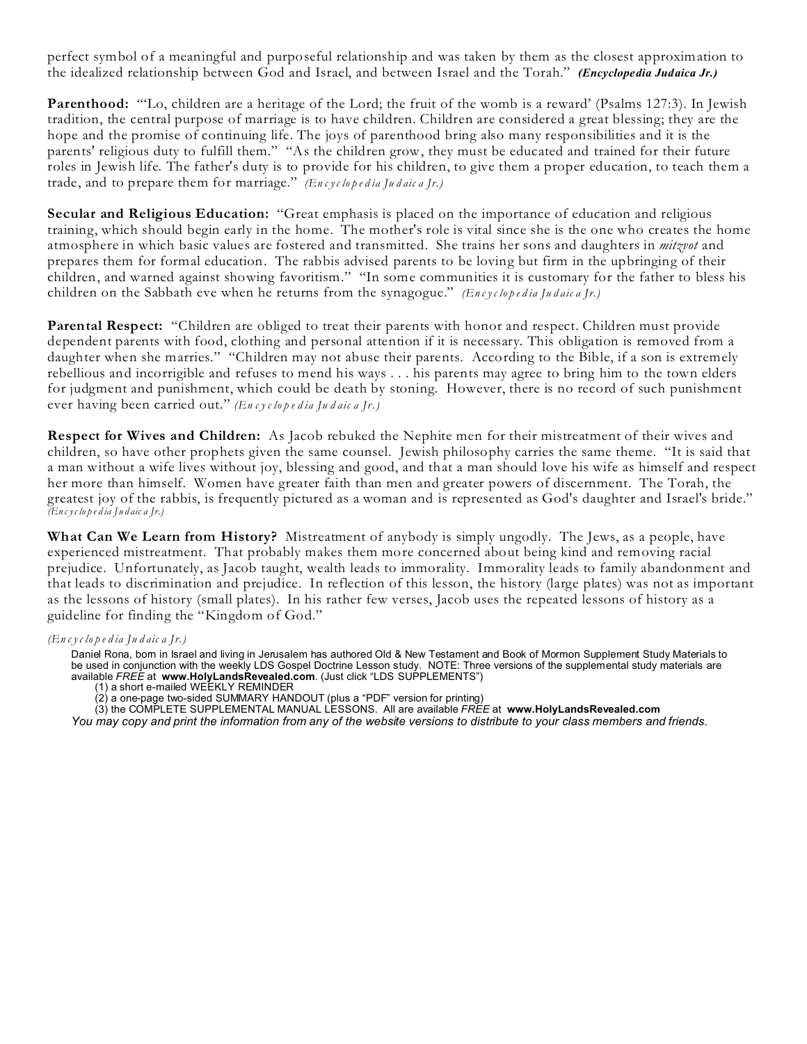perfect symbol of a meaningful and purposeful relationship and was taken by them as the closest approximation to the idealized relationship between God and Israel, and between Israel and the Torah." ***(Encyclopedia Judaica Jr.)***

**Parenthood:** "'Lo, children are a heritage of the Lord; the fruit of the womb is a reward' (Psalms 127:3). In Jewish tradition, the central purpose of marriage is to have children. Children are considered a great blessing; they are the hope and the promise of continuing life. The joys of parenthood bring also many responsibilities and it is the parents' religious duty to fulfill them." "As the children grow, they must be educated and trained for their future roles in Jewish life. The father's duty is to provide for his children, to give them a proper education, to teach them a trade, and to prepare them for marriage." *(Encyclopedia Judaica Jr.)*

**Secular and Religious Education:** "Great emphasis is placed on the importance of education and religious training, which should begin early in the home. The mother's role is vital since she is the one who creates the home atmosphere in which basic values are fostered and transmitted. She trains her sons and daughters in *mitzvot* and prepares them for formal education. The rabbis advised parents to be loving but firm in the upbringing of their children, and warned against showing favoritism." "In some communities it is customary for the father to bless his children on the Sabbath eve when he returns from the synagogue." *(Encyclopedia Judaica Jr.)*

**Parental Respect:** "Children are obliged to treat their parents with honor and respect. Children must provide dependent parents with food, clothing and personal attention if it is necessary. This obligation is removed from a daughter when she marries." "Children may not abuse their parents. According to the Bible, if a son is extremely rebellious and incorrigible and refuses to mend his ways . . . his parents may agree to bring him to the town elders for judgment and punishment, which could be death by stoning. However, there is no record of such punishment ever having been carried out." *(Encyclopedia Judaica Jr.)*

**Respect for Wives and Children:** As Jacob rebuked the Nephite men for their mistreatment of their wives and children, so have other prophets given the same counsel. Jewish philosophy carries the same theme. "It is said that a man without a wife lives without joy, blessing and good, and that a man should love his wife as himself and respect her more than himself. Women have greater faith than men and greater powers of discernment. The Torah, the greatest joy of the rabbis, is frequently pictured as a woman and is represented as God's daughter and Israel's bride." *(Encyclopedia Judaica Jr.)*

**What Can We Learn from History?** Mistreatment of anybody is simply ungodly. The Jews, as a people, have experienced mistreatment. That probably makes them more concerned about being kind and removing racial prejudice. Unfortunately, as Jacob taught, wealth leads to immorality. Immorality leads to family abandonment and that leads to discrimination and prejudice. In reflection of this lesson, the history (large plates) was not as important as the lessons of history (small plates). In his rather few verses, Jacob uses the repeated lessons of history as a guideline for finding the "Kingdom of God."

*(Encyclopedia Judaica Jr.)*

Daniel Rona, born in Israel and living in Jerusalem has authored Old & New Testament and Book of Mormon Supplement Study Materials to be used in conjunction with the weekly LDS Gospel Doctrine Lesson study. NOTE: Three versions of the supplemental study materials are available *FREE* at **www.HolyLandsRevealed.com**. (Just click "LDS SUPPLEMENTS")

(1) a short e-mailed WEEKLY REMINDER
(2) a one-page two-sided SUMMARY HANDOUT (plus a "PDF" version for printing)
(3) the COMPLETE SUPPLEMENTAL MANUAL LESSONS. All are available *FREE* at **www.HolyLandsRevealed.com**

*You may copy and print the information from any of the website versions to distribute to your class members and friends.*